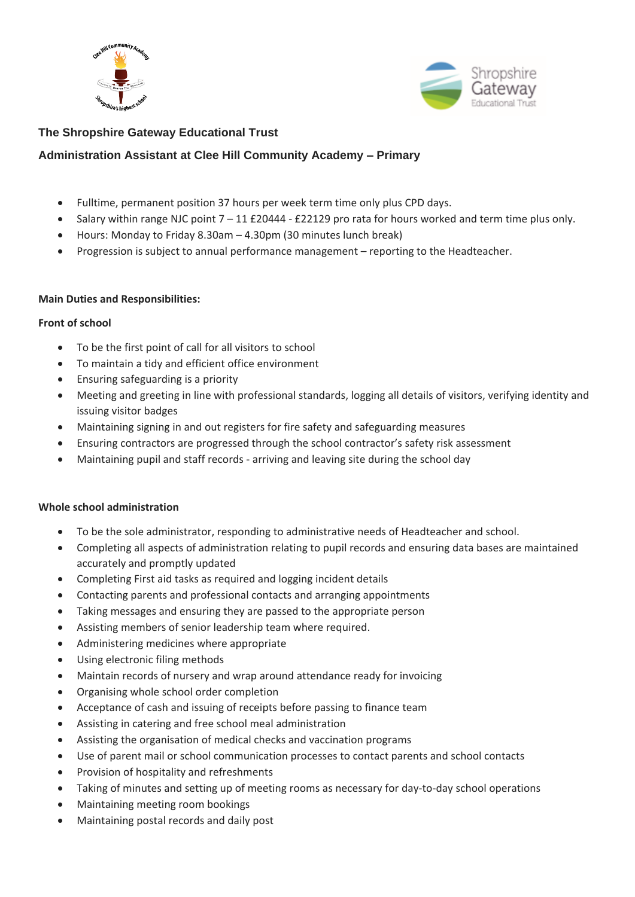## The Shropshire Gateway Educational Trust

## Administration Assistant at Clee Hill Community Academy – Primary

- Fulltime, permanent position 37 hours per week term time only plus CPD days.
- Salary within range NJC point 7 – 11 £20444 - £22129 pro rata for hours worked and term time plus only.
- Hours: Monday to Friday 8.30am – 4.30pm (30 minutes lunch break)
- Progression is subject to annual performance management – reporting to the Headteacher.

**Main Duties and Responsibilities:**

**Front of school**

- To be the first point of call for all visitors to school
- To maintain a tidy and efficient office environment
- Ensuring safeguarding is a priority
- Meeting and greeting in line with professional standards, logging all details of visitors, verifying identity and issuing visitor badges
- Maintaining signing in and out registers for fire safety and safeguarding measures
- Ensuring contractors are progressed through the school contractor's safety risk assessment
- Maintaining pupil and staff records - arriving and leaving site during the school day

**Whole school administration**

- To be the sole administrator, responding to administrative needs of Headteacher and school.
- Completing all aspects of administration relating to pupil records and ensuring data bases are maintained accurately and promptly updated
- Completing First aid tasks as required and logging incident details
- Contacting parents and professional contacts and arranging appointments
- Taking messages and ensuring they are passed to the appropriate person
- Assisting members of senior leadership team where required.
- Administering medicines where appropriate
- Using electronic filing methods
- Maintain records of nursery and wrap around attendance ready for invoicing
- Organising whole school order completion
- Acceptance of cash and issuing of receipts before passing to finance team
- Assisting in catering and free school meal administration
- Assisting the organisation of medical checks and vaccination programs
- Use of parent mail or school communication processes to contact parents and school contacts
- Provision of hospitality and refreshments
- Taking of minutes and setting up of meeting rooms as necessary for day-to-day school operations
- Maintaining meeting room bookings
- Maintaining postal records and daily post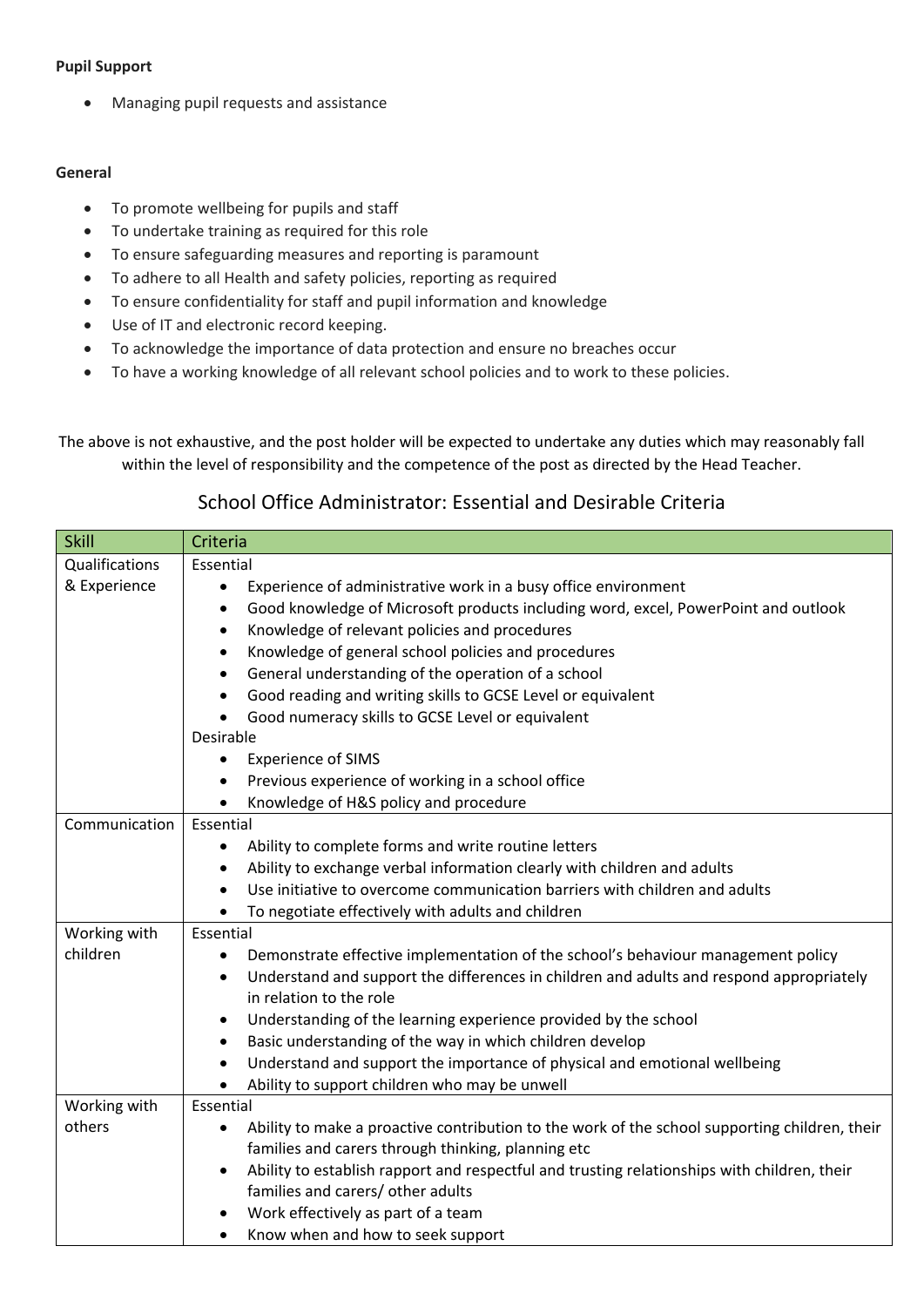**Pupil Support**

- Managing pupil requests and assistance

**General**

- To promote wellbeing for pupils and staff
- To undertake training as required for this role
- To ensure safeguarding measures and reporting is paramount
- To adhere to all Health and safety policies, reporting as required
- To ensure confidentiality for staff and pupil information and knowledge
- Use of IT and electronic record keeping.
- To acknowledge the importance of data protection and ensure no breaches occur
- To have a working knowledge of all relevant school policies and to work to these policies.

The above is not exhaustive, and the post holder will be expected to undertake any duties which may reasonably fall within the level of responsibility and the competence of the post as directed by the Head Teacher.

## School Office Administrator: Essential and Desirable Criteria

| Skill | Criteria |
|---|---|
| Qualifications & Experience | Essential<br>• Experience of administrative work in a busy office environment<br>• Good knowledge of Microsoft products including word, excel, PowerPoint and outlook<br>• Knowledge of relevant policies and procedures<br>• Knowledge of general school policies and procedures<br>• General understanding of the operation of a school<br>• Good reading and writing skills to GCSE Level or equivalent<br>• Good numeracy skills to GCSE Level or equivalent<br>Desirable<br>• Experience of SIMS<br>• Previous experience of working in a school office<br>• Knowledge of H&S policy and procedure |
| Communication | Essential<br>• Ability to complete forms and write routine letters<br>• Ability to exchange verbal information clearly with children and adults<br>• Use initiative to overcome communication barriers with children and adults<br>• To negotiate effectively with adults and children |
| Working with children | Essential<br>• Demonstrate effective implementation of the school's behaviour management policy<br>• Understand and support the differences in children and adults and respond appropriately in relation to the role<br>• Understanding of the learning experience provided by the school<br>• Basic understanding of the way in which children develop<br>• Understand and support the importance of physical and emotional wellbeing<br>• Ability to support children who may be unwell |
| Working with others | Essential<br>• Ability to make a proactive contribution to the work of the school supporting children, their families and carers through thinking, planning etc<br>• Ability to establish rapport and respectful and trusting relationships with children, their families and carers/ other adults<br>• Work effectively as part of a team<br>• Know when and how to seek support |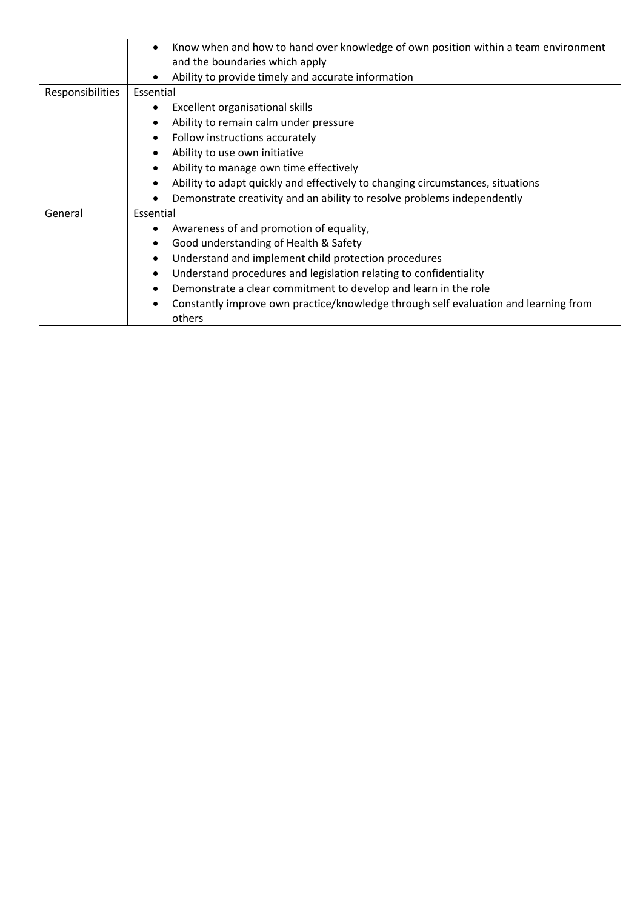| | |
|---|---|
| | • Know when and how to hand over knowledge of own position within a team environment and the boundaries which apply<br>• Ability to provide timely and accurate information |
| Responsibilities | Essential<br>• Excellent organisational skills<br>• Ability to remain calm under pressure<br>• Follow instructions accurately<br>• Ability to use own initiative<br>• Ability to manage own time effectively<br>• Ability to adapt quickly and effectively to changing circumstances, situations<br>• Demonstrate creativity and an ability to resolve problems independently |
| General | Essential<br>• Awareness of and promotion of equality,<br>• Good understanding of Health & Safety<br>• Understand and implement child protection procedures<br>• Understand procedures and legislation relating to confidentiality<br>• Demonstrate a clear commitment to develop and learn in the role<br>• Constantly improve own practice/knowledge through self evaluation and learning from others |